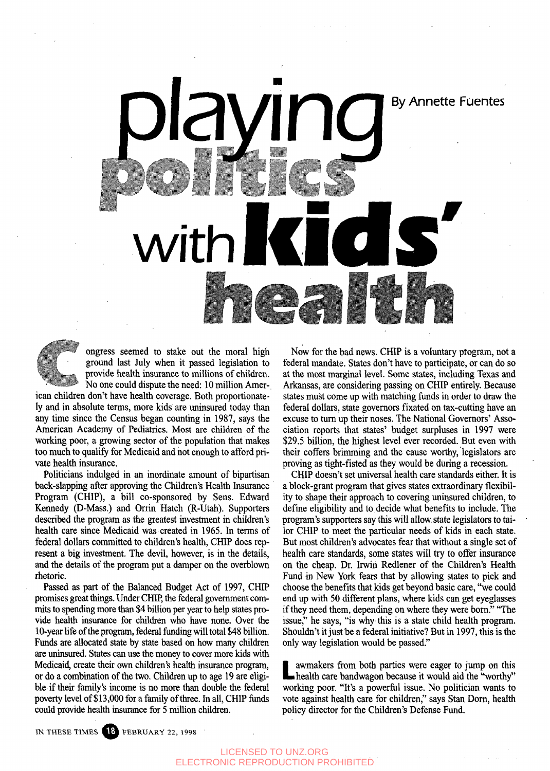# playing politics with kids' health

By Annette Fuentes

Congress seemed to stake out the moral high ground last July when it passed legislation to provide health insurance to millions of children. No one could dispute the need: 10 million American children don't have health coverage. Both proportionately and in absolute terms, more kids are uninsured today than any time since the Census began counting in 1987, says the American Academy of Pediatrics. Most are children of the working poor, a growing sector of the population that makes too much to qualify for Medicaid and not enough to afford private health insurance.

Politicians indulged in an inordinate amount of bipartisan back-slapping after approving the Children's Health Insurance Program (CHIP), a bill co-sponsored by Sens. Edward Kennedy (D-Mass.) and Orrin Hatch (R-Utah). Supporters described the program as the greatest investment in children's health care since Medicaid was created in 1965. In terms of federal dollars committed to children's health, CHIP does represent a big investment. The devil, however, is in the details, and the details of the program put a damper on the overblown rhetoric.

Passed as part of the Balanced Budget Act of 1997, CHIP promises great things. Under CHIP, the federal government commits to spending more than $4 billion per year to help states provide health insurance for children who have none. Over the 10-year life of the program, federal funding will total $48 billion. Funds are allocated state by state based on how many children are uninsured. States can use the money to cover more kids with Medicaid, create their own children's health insurance program, or do a combination of the two. Children up to age 19 are eligible if their family's income is no more than double the federal poverty level of $13,000 for a family of three. In all, CHIP funds could provide health insurance for 5 million children.

Now for the bad news. CHIP is a voluntary program, not a federal mandate. States don't have to participate, or can do so at the most marginal level. Some states, including Texas and Arkansas, are considering passing on CHIP entirely. Because states must come up with matching funds in order to draw the federal dollars, state governors fixated on tax-cutting have an excuse to turn up their noses. The National Governors' Association reports that states' budget surpluses in 1997 were $29.5 billion, the highest level ever recorded. But even with their coffers brimming and the cause worthy, legislators are proving as tight-fisted as they would be during a recession.

CHIP doesn't set universal health care standards either. It is a block-grant program that gives states extraordinary flexibility to shape their approach to covering uninsured children, to define eligibility and to decide what benefits to include. The program's supporters say this will allow state legislators to tailor CHIP to meet the particular needs of kids in each state. But most children's advocates fear that without a single set of health care standards, some states will try to offer insurance on the cheap. Dr. Irwin Redlener of the Children's Health Fund in New York fears that by allowing states to pick and choose the benefits that kids get beyond basic care, "we could end up with 50 different plans, where kids can get eyeglasses if they need them, depending on where they were born." "The issue," he says, "is why this is a state child health program. Shouldn't it just be a federal initiative? But in 1997, this is the only way legislation would be passed."

Lawmakers from both parties were eager to jump on this health care bandwagon because it would aid the "worthy" working poor. "It's a powerful issue. No politician wants to vote against health care for children," says Stan Dorn, health policy director for the Children's Defense Fund.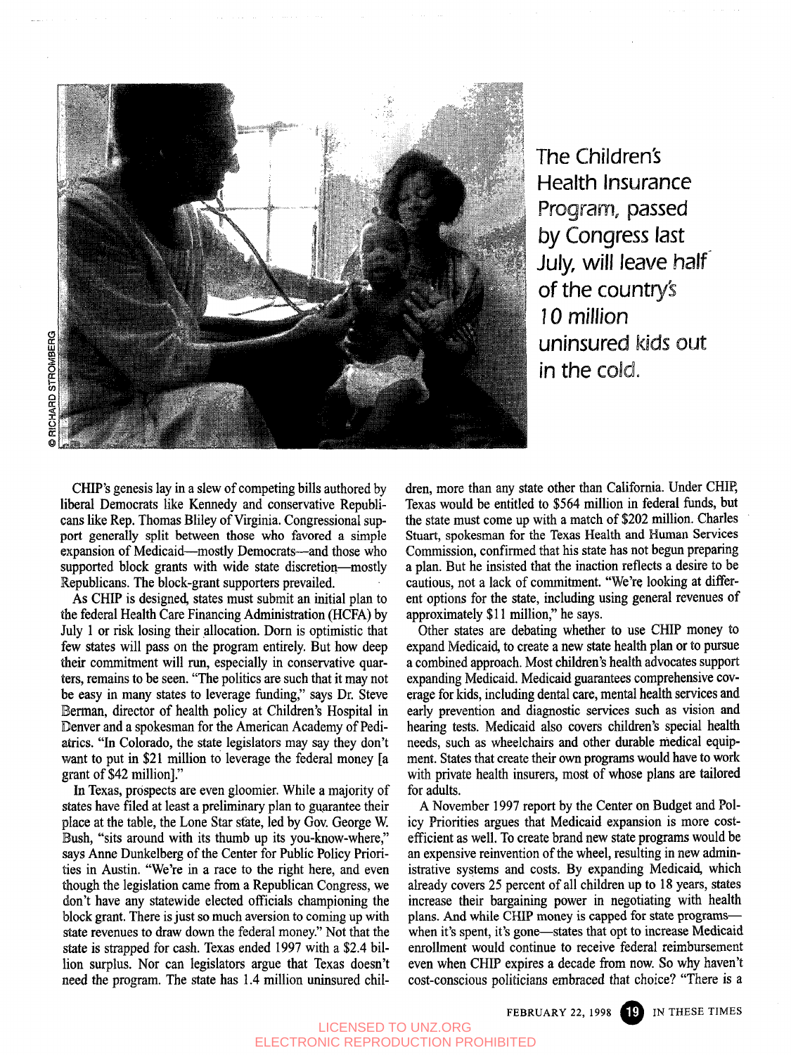The Children's Health Insurance Program, passed by Congress last July, will leave half of the country's 10 million uninsured kids out in the cold.

CHIP's genesis lay in a slew of competing bills authored by liberal Democrats like Kennedy and conservative Republicans like Rep. Thomas Bliley of Virginia. Congressional support generally split between those who favored a simple expansion of Medicaid—mostly Democrats—and those who supported block grants with wide state discretion—mostly Republicans. The block-grant supporters prevailed.

As CHIP is designed, states must submit an initial plan to the federal Health Care Financing Administration (HCFA) by July 1 or risk losing their allocation. Dorn is optimistic that few states will pass on the program entirely. But how deep their commitment will run, especially in conservative quarters, remains to be seen. "The politics are such that it may not be easy in many states to leverage funding," says Dr. Steve Berman, director of health policy at Children's Hospital in Denver and a spokesman for the American Academy of Pediatrics. "In Colorado, the state legislators may say they don't want to put in $21 million to leverage the federal money [a grant of $42 million]."

In Texas, prospects are even gloomier. While a majority of states have filed at least a preliminary plan to guarantee their place at the table, the Lone Star state, led by Gov. George W. Bush, "sits around with its thumb up its you-know-where," says Anne Dunkelberg of the Center for Public Policy Priorities in Austin. "We're in a race to the right here, and even though the legislation came from a Republican Congress, we don't have any statewide elected officials championing the block grant. There is just so much aversion to coming up with state revenues to draw down the federal money." Not that the state is strapped for cash. Texas ended 1997 with a $2.4 billion surplus. Nor can legislators argue that Texas doesn't need the program. The state has 1.4 million uninsured children, more than any state other than California. Under CHIP, Texas would be entitled to $564 million in federal funds, but the state must come up with a match of $202 million. Charles Stuart, spokesman for the Texas Health and Human Services Commission, confirmed that his state has not begun preparing a plan. But he insisted that the inaction reflects a desire to be cautious, not a lack of commitment. "We're looking at different options for the state, including using general revenues of approximately $11 million," he says.

Other states are debating whether to use CHIP money to expand Medicaid, to create a new state health plan or to pursue a combined approach. Most children's health advocates support expanding Medicaid. Medicaid guarantees comprehensive coverage for kids, including dental care, mental health services and early prevention and diagnostic services such as vision and hearing tests. Medicaid also covers children's special health needs, such as wheelchairs and other durable medical equipment. States that create their own programs would have to work with private health insurers, most of whose plans are tailored for adults.

A November 1997 report by the Center on Budget and Policy Priorities argues that Medicaid expansion is more cost-efficient as well. To create brand new state programs would be an expensive reinvention of the wheel, resulting in new administrative systems and costs. By expanding Medicaid, which already covers 25 percent of all children up to 18 years, states increase their bargaining power in negotiating with health plans. And while CHIP money is capped for state programs—when it's spent, it's gone—states that opt to increase Medicaid enrollment would continue to receive federal reimbursement even when CHIP expires a decade from now. So why haven't cost-conscious politicians embraced that choice? "There is a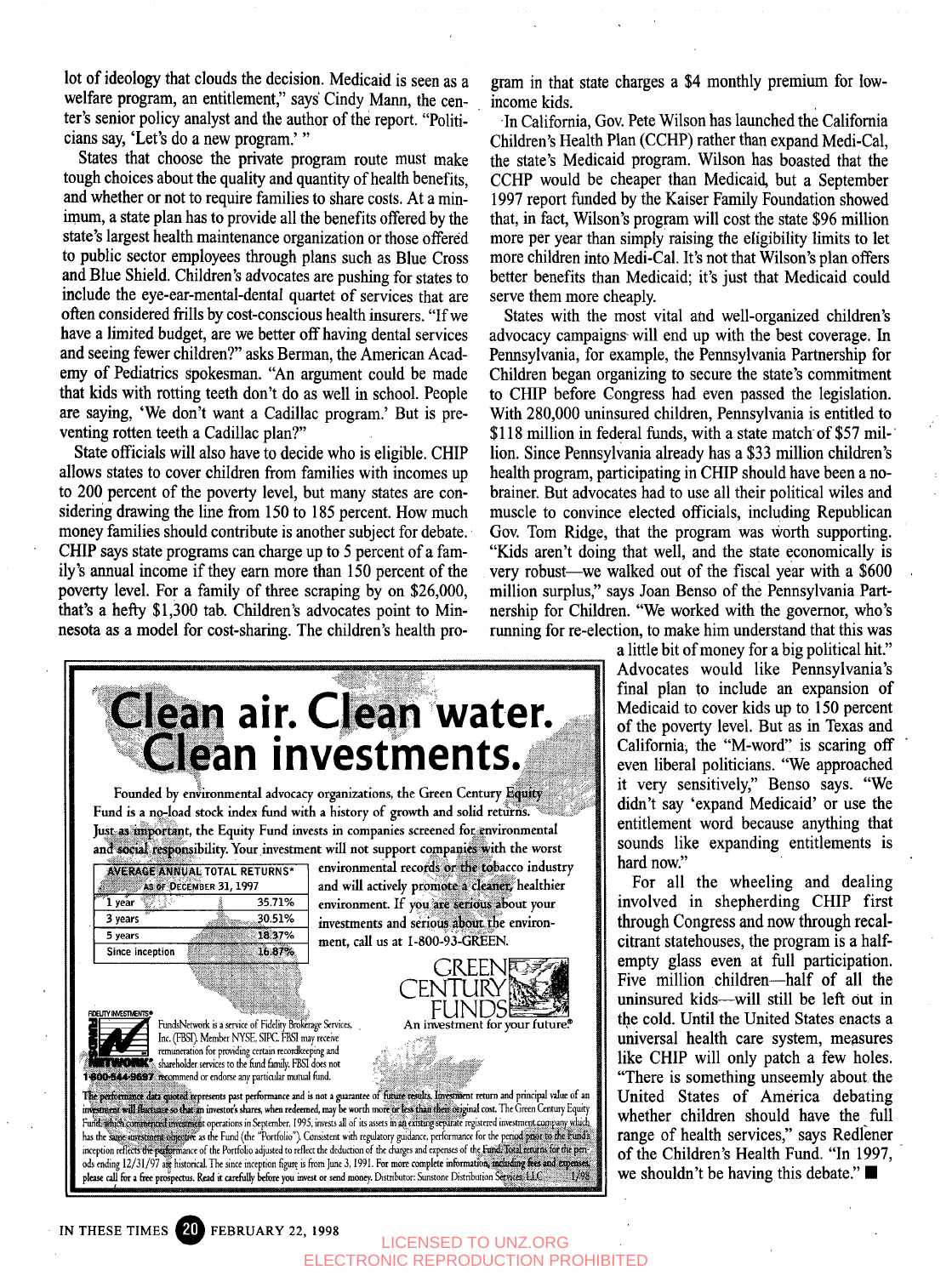lot of ideology that clouds the decision. Medicaid is seen as a welfare program, an entitlement," says Cindy Mann, the center's senior policy analyst and the author of the report. "Politicians say, 'Let's do a new program.' "

States that choose the private program route must make tough choices about the quality and quantity of health benefits, and whether or not to require families to share costs. At a minimum, a state plan has to provide all the benefits offered by the state's largest health maintenance organization or those offered to public sector employees through plans such as Blue Cross and Blue Shield. Children's advocates are pushing for states to include the eye-ear-mental-dental quartet of services that are often considered frills by cost-conscious health insurers. "If we have a limited budget, are we better off having dental services and seeing fewer children?" asks Berman, the American Academy of Pediatrics spokesman. "An argument could be made that kids with rotting teeth don't do as well in school. People are saying, 'We don't want a Cadillac program.' But is preventing rotten teeth a Cadillac plan?"

State officials will also have to decide who is eligible. CHIP allows states to cover children from families with incomes up to 200 percent of the poverty level, but many states are considering drawing the line from 150 to 185 percent. How much money families should contribute is another subject for debate. CHIP says state programs can charge up to 5 percent of a family's annual income if they earn more than 150 percent of the poverty level. For a family of three scraping by on $26,000, that's a hefty $1,300 tab. Children's advocates point to Minnesota as a model for cost-sharing. The children's health program in that state charges a $4 monthly premium for low-income kids.

In California, Gov. Pete Wilson has launched the California Children's Health Plan (CCHP) rather than expand Medi-Cal, the state's Medicaid program. Wilson has boasted that the CCHP would be cheaper than Medicaid, but a September 1997 report funded by the Kaiser Family Foundation showed that, in fact, Wilson's program will cost the state $96 million more per year than simply raising the eligibility limits to let more children into Medi-Cal. It's not that Wilson's plan offers better benefits than Medicaid; it's just that Medicaid could serve them more cheaply.

States with the most vital and well-organized children's advocacy campaigns will end up with the best coverage. In Pennsylvania, for example, the Pennsylvania Partnership for Children began organizing to secure the state's commitment to CHIP before Congress had even passed the legislation. With 280,000 uninsured children, Pennsylvania is entitled to $118 million in federal funds, with a state match of $57 million. Since Pennsylvania already has a $33 million children's health program, participating in CHIP should have been a no-brainer. But advocates had to use all their political wiles and muscle to convince elected officials, including Republican Gov. Tom Ridge, that the program was worth supporting. "Kids aren't doing that well, and the state economically is very robust—we walked out of the fiscal year with a $600 million surplus," says Joan Benso of the Pennsylvania Partnership for Children. "We worked with the governor, who's running for re-election, to make him understand that this was a little bit of money for a big political hit." Advocates would like Pennsylvania's final plan to include an expansion of Medicaid to cover kids up to 150 percent of the poverty level. But as in Texas and California, the "M-word" is scaring off even liberal politicians. "We approached it very sensitively," Benso says. "We didn't say 'expand Medicaid' or use the entitlement word because anything that sounds like expanding entitlements is hard now."

For all the wheeling and dealing involved in shepherding CHIP first through Congress and now through recalcitrant statehouses, the program is a half-empty glass even at full participation. Five million children—half of all the uninsured kids—will still be left out in the cold. Until the United States enacts a universal health care system, measures like CHIP will only patch a few holes. "There is something unseemly about the United States of America debating whether children should have the full range of health services," says Redlener of the Children's Health Fund. "In 1997, we shouldn't be having this debate." ■

---

# Clean air. Clean water. Clean investments.

Founded by environmental advocacy organizations, the Green Century Equity Fund is a no-load stock index fund with a history of growth and solid returns. Just as important, the Equity Fund invests in companies screened for environmental and social responsibility. Your investment will not support companies with the worst environmental records or the tobacco industry and will actively promote a cleaner, healthier environment. If you are serious about your investments and serious about the environment, call us at 1-800-93-GREEN.

| AVERAGE ANNUAL TOTAL RETURNS* AS OF DECEMBER 31, 1997 | |
|---|---|
| 1 year | 35.71% |
| 3 years | 30.51% |
| 5 years | 18.37% |
| Since inception | 16.87% |

GREEN CENTURY FUNDS — An investment for your future®

FIDELITY INVESTMENTS® FUNDSNETWORK® 1-800-544-9697 — FundsNetwork is a service of Fidelity Brokerage Services, Inc. (FBSI). Member NYSE, SIPC. FBSI may receive remuneration for providing certain recordkeeping and shareholder services to the fund family. FBSI does not recommend or endorse any particular mutual fund.

*The performance data quoted represents past performance and is not a guarantee of future results. Investment return and principal value of an investment will fluctuate so that an investor's shares, when redeemed, may be worth more or less than their original cost. The Green Century Equity Fund, which commenced investment operations in September, 1995, invests all of its assets in an existing separate registered investment company which has the same investment objective as the Fund (the "Portfolio"). Consistent with regulatory guidance, performance for the period prior to the Fund's inception reflects the performance of the Portfolio adjusted to reflect the deduction of the charges and expenses of the Fund. Total returns for the periods ending 12/31/97 are historical. The since inception figure is from June 3, 1991. For more complete information, including fees and expenses, please call for a free prospectus. Read it carefully before you invest or send money. Distributor: Sunstone Distribution Services, LLC. 1/98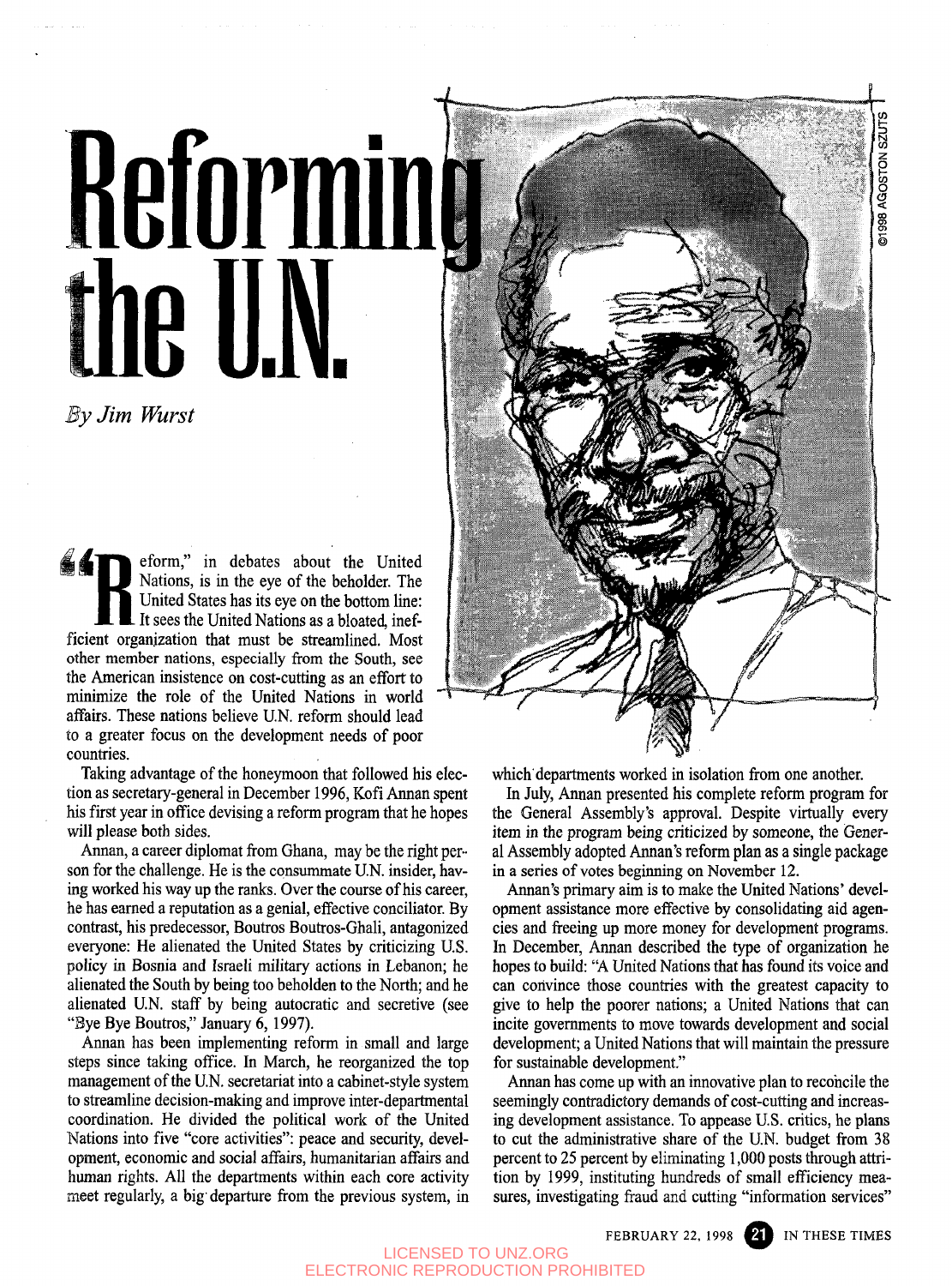# Reforming the U.N.

*By Jim Wurst*

"Reform," in debates about the United Nations, is in the eye of the beholder. The United States has its eye on the bottom line: It sees the United Nations as a bloated, inefficient organization that must be streamlined. Most other member nations, especially from the South, see the American insistence on cost-cutting as an effort to minimize the role of the United Nations in world affairs. These nations believe U.N. reform should lead to a greater focus on the development needs of poor countries.

Taking advantage of the honeymoon that followed his election as secretary-general in December 1996, Kofi Annan spent his first year in office devising a reform program that he hopes will please both sides.

Annan, a career diplomat from Ghana, may be the right person for the challenge. He is the consummate U.N. insider, having worked his way up the ranks. Over the course of his career, he has earned a reputation as a genial, effective conciliator. By contrast, his predecessor, Boutros Boutros-Ghali, antagonized everyone: He alienated the United States by criticizing U.S. policy in Bosnia and Israeli military actions in Lebanon; he alienated the South by being too beholden to the North; and he alienated U.N. staff by being autocratic and secretive (see "Bye Bye Boutros," January 6, 1997).

Annan has been implementing reform in small and large steps since taking office. In March, he reorganized the top management of the U.N. secretariat into a cabinet-style system to streamline decision-making and improve inter-departmental coordination. He divided the political work of the United Nations into five "core activities": peace and security, development, economic and social affairs, humanitarian affairs and human rights. All the departments within each core activity meet regularly, a big departure from the previous system, in which departments worked in isolation from one another.

In July, Annan presented his complete reform program for the General Assembly's approval. Despite virtually every item in the program being criticized by someone, the General Assembly adopted Annan's reform plan as a single package in a series of votes beginning on November 12.

Annan's primary aim is to make the United Nations' development assistance more effective by consolidating aid agencies and freeing up more money for development programs. In December, Annan described the type of organization he hopes to build: "A United Nations that has found its voice and can convince those countries with the greatest capacity to give to help the poorer nations; a United Nations that can incite governments to move towards development and social development; a United Nations that will maintain the pressure for sustainable development."

Annan has come up with an innovative plan to reconcile the seemingly contradictory demands of cost-cutting and increasing development assistance. To appease U.S. critics, he plans to cut the administrative share of the U.N. budget from 38 percent to 25 percent by eliminating 1,000 posts through attrition by 1999, instituting hundreds of small efficiency measures, investigating fraud and cutting "information services"